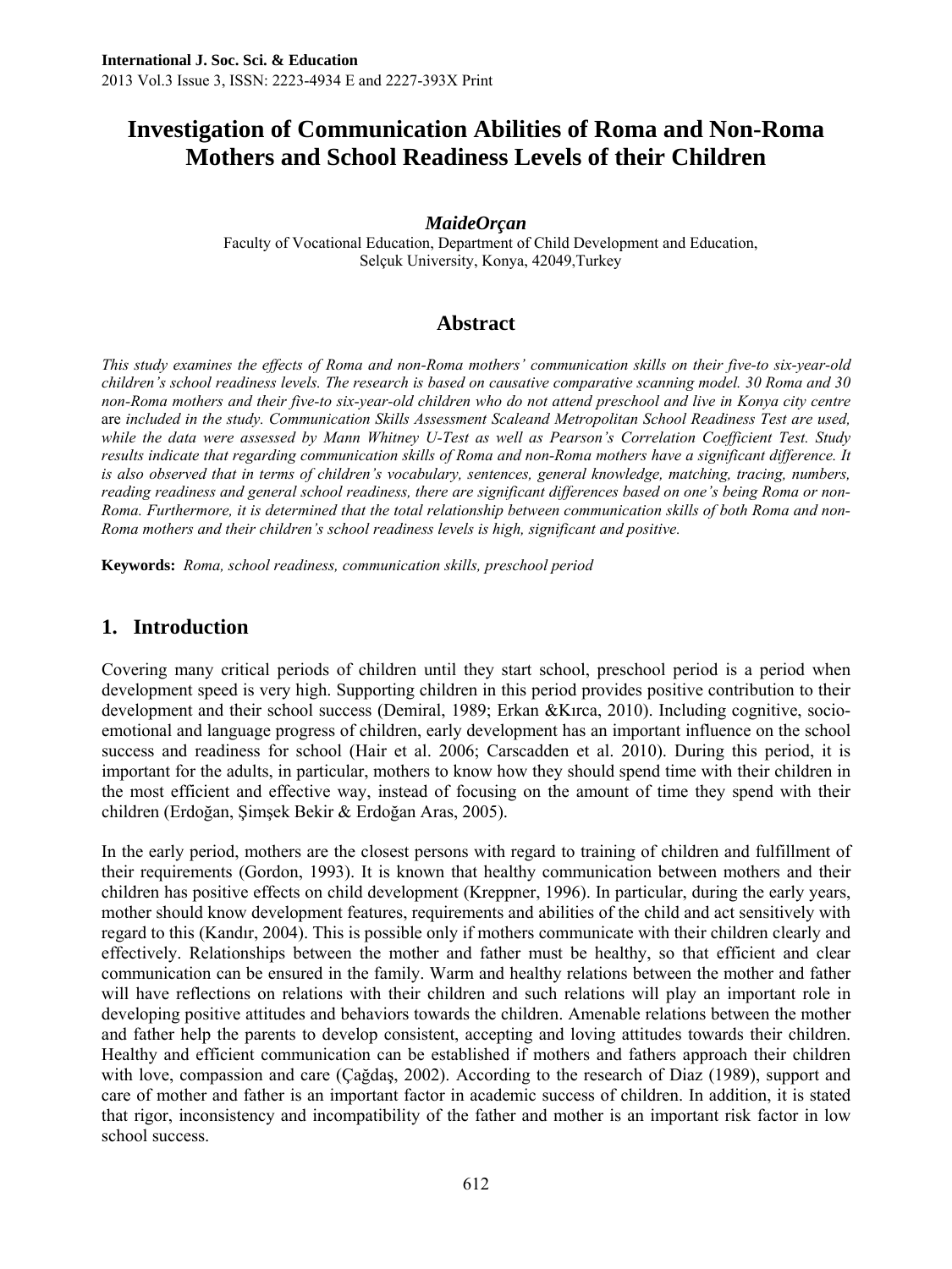# Investigation of Communication Abilities of Roma and Non-Roma Mothers and School Readiness Levels of their Children

***MaideOrçan***

Faculty of Vocational Education, Department of Child Development and Education, Selçuk University, Konya, 42049,Turkey

## Abstract

*This study examines the effects of Roma and non-Roma mothers' communication skills on their five-to six-year-old children's school readiness levels. The research is based on causative comparative scanning model. 30 Roma and 30 non-Roma mothers and their five-to six-year-old children who do not attend preschool and live in Konya city centre* are *included in the study. Communication Skills Assessment Scaleand Metropolitan School Readiness Test are used, while the data were assessed by Mann Whitney U-Test as well as Pearson's Correlation Coefficient Test. Study results indicate that regarding communication skills of Roma and non-Roma mothers have a significant difference. It is also observed that in terms of children's vocabulary, sentences, general knowledge, matching, tracing, numbers, reading readiness and general school readiness, there are significant differences based on one's being Roma or non-Roma. Furthermore, it is determined that the total relationship between communication skills of both Roma and non-Roma mothers and their children's school readiness levels is high, significant and positive.*

**Keywords:** *Roma, school readiness, communication skills, preschool period*

## 1. Introduction

Covering many critical periods of children until they start school, preschool period is a period when development speed is very high. Supporting children in this period provides positive contribution to their development and their school success (Demiral, 1989; Erkan &Kırca, 2010). Including cognitive, socio-emotional and language progress of children, early development has an important influence on the school success and readiness for school (Hair et al. 2006; Carscadden et al. 2010). During this period, it is important for the adults, in particular, mothers to know how they should spend time with their children in the most efficient and effective way, instead of focusing on the amount of time they spend with their children (Erdoğan, Şimşek Bekir & Erdoğan Aras, 2005).

In the early period, mothers are the closest persons with regard to training of children and fulfillment of their requirements (Gordon, 1993). It is known that healthy communication between mothers and their children has positive effects on child development (Kreppner, 1996). In particular, during the early years, mother should know development features, requirements and abilities of the child and act sensitively with regard to this (Kandır, 2004). This is possible only if mothers communicate with their children clearly and effectively. Relationships between the mother and father must be healthy, so that efficient and clear communication can be ensured in the family. Warm and healthy relations between the mother and father will have reflections on relations with their children and such relations will play an important role in developing positive attitudes and behaviors towards the children. Amenable relations between the mother and father help the parents to develop consistent, accepting and loving attitudes towards their children. Healthy and efficient communication can be established if mothers and fathers approach their children with love, compassion and care (Çağdaş, 2002). According to the research of Diaz (1989), support and care of mother and father is an important factor in academic success of children. In addition, it is stated that rigor, inconsistency and incompatibility of the father and mother is an important risk factor in low school success.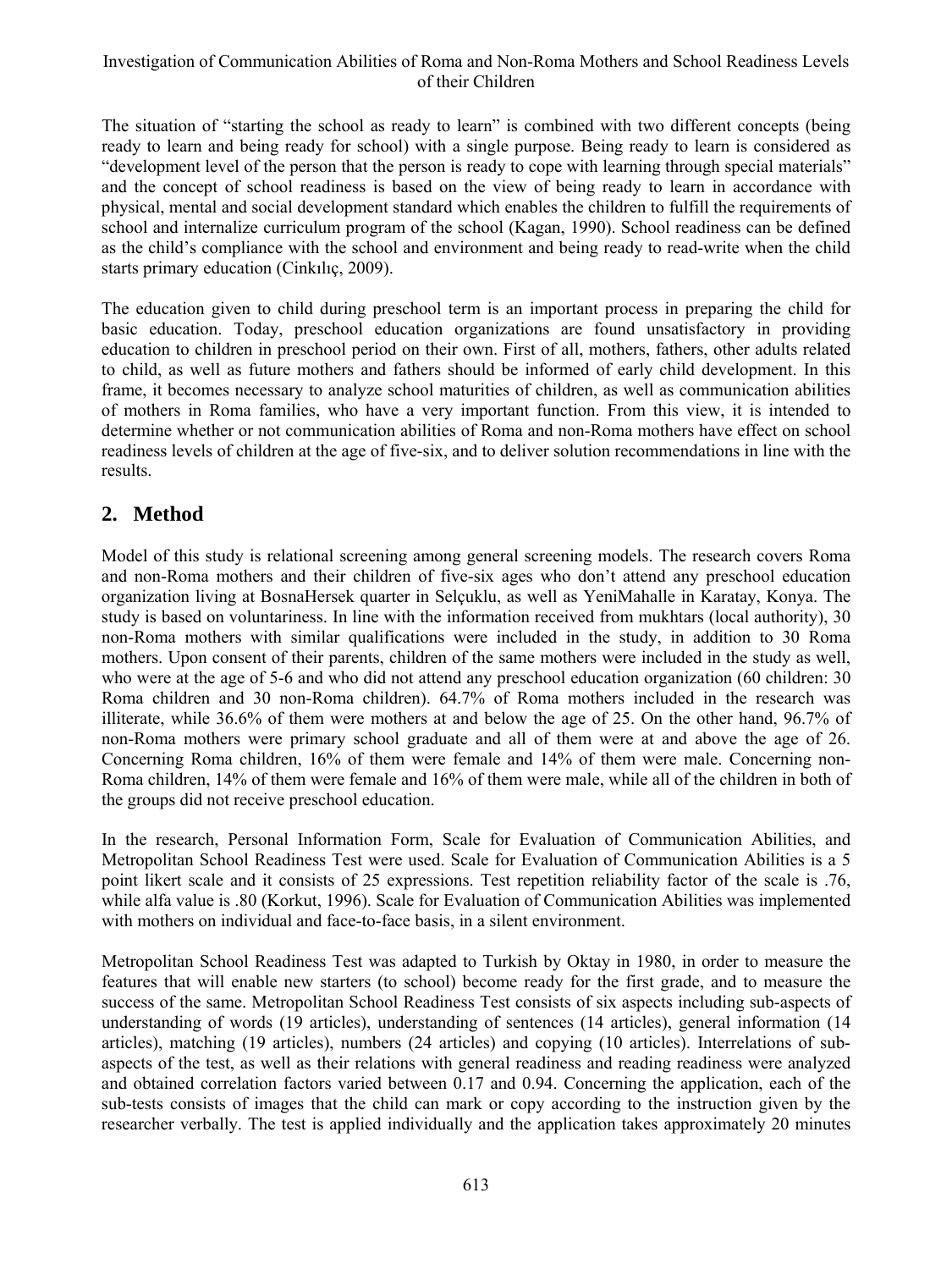The situation of "starting the school as ready to learn" is combined with two different concepts (being ready to learn and being ready for school) with a single purpose. Being ready to learn is considered as "development level of the person that the person is ready to cope with learning through special materials" and the concept of school readiness is based on the view of being ready to learn in accordance with physical, mental and social development standard which enables the children to fulfill the requirements of school and internalize curriculum program of the school (Kagan, 1990). School readiness can be defined as the child's compliance with the school and environment and being ready to read-write when the child starts primary education (Cinkılıç, 2009).

The education given to child during preschool term is an important process in preparing the child for basic education. Today, preschool education organizations are found unsatisfactory in providing education to children in preschool period on their own. First of all, mothers, fathers, other adults related to child, as well as future mothers and fathers should be informed of early child development. In this frame, it becomes necessary to analyze school maturities of children, as well as communication abilities of mothers in Roma families, who have a very important function. From this view, it is intended to determine whether or not communication abilities of Roma and non-Roma mothers have effect on school readiness levels of children at the age of five-six, and to deliver solution recommendations in line with the results.

## 2. Method

Model of this study is relational screening among general screening models. The research covers Roma and non-Roma mothers and their children of five-six ages who don't attend any preschool education organization living at BosnaHersek quarter in Selçuklu, as well as YeniMahalle in Karatay, Konya. The study is based on voluntariness. In line with the information received from mukhtars (local authority), 30 non-Roma mothers with similar qualifications were included in the study, in addition to 30 Roma mothers. Upon consent of their parents, children of the same mothers were included in the study as well, who were at the age of 5-6 and who did not attend any preschool education organization (60 children: 30 Roma children and 30 non-Roma children). 64.7% of Roma mothers included in the research was illiterate, while 36.6% of them were mothers at and below the age of 25. On the other hand, 96.7% of non-Roma mothers were primary school graduate and all of them were at and above the age of 26. Concerning Roma children, 16% of them were female and 14% of them were male. Concerning non-Roma children, 14% of them were female and 16% of them were male, while all of the children in both of the groups did not receive preschool education.

In the research, Personal Information Form, Scale for Evaluation of Communication Abilities, and Metropolitan School Readiness Test were used. Scale for Evaluation of Communication Abilities is a 5 point likert scale and it consists of 25 expressions. Test repetition reliability factor of the scale is .76, while alfa value is .80 (Korkut, 1996). Scale for Evaluation of Communication Abilities was implemented with mothers on individual and face-to-face basis, in a silent environment.

Metropolitan School Readiness Test was adapted to Turkish by Oktay in 1980, in order to measure the features that will enable new starters (to school) become ready for the first grade, and to measure the success of the same. Metropolitan School Readiness Test consists of six aspects including sub-aspects of understanding of words (19 articles), understanding of sentences (14 articles), general information (14 articles), matching (19 articles), numbers (24 articles) and copying (10 articles). Interrelations of sub-aspects of the test, as well as their relations with general readiness and reading readiness were analyzed and obtained correlation factors varied between 0.17 and 0.94. Concerning the application, each of the sub-tests consists of images that the child can mark or copy according to the instruction given by the researcher verbally. The test is applied individually and the application takes approximately 20 minutes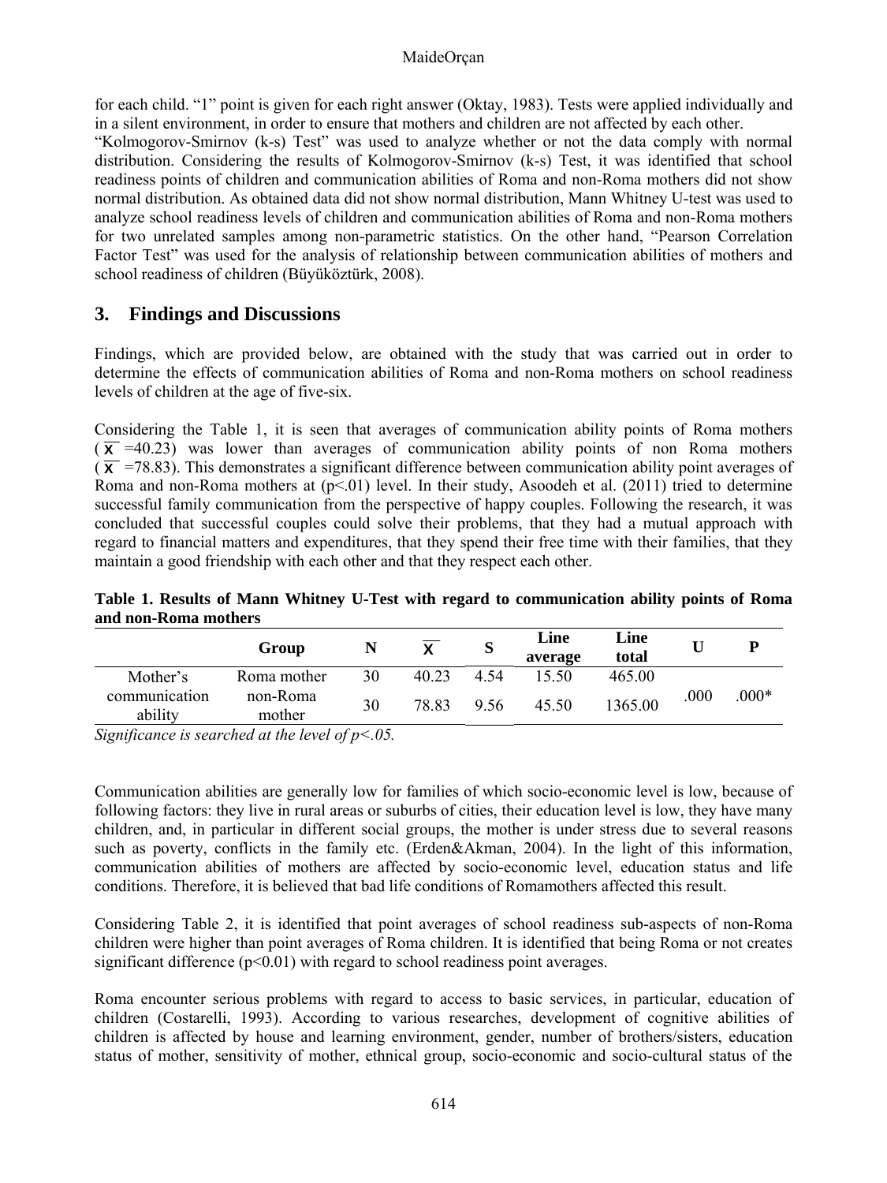for each child. "1" point is given for each right answer (Oktay, 1983). Tests were applied individually and in a silent environment, in order to ensure that mothers and children are not affected by each other.

"Kolmogorov-Smirnov (k-s) Test" was used to analyze whether or not the data comply with normal distribution. Considering the results of Kolmogorov-Smirnov (k-s) Test, it was identified that school readiness points of children and communication abilities of Roma and non-Roma mothers did not show normal distribution. As obtained data did not show normal distribution, Mann Whitney U-test was used to analyze school readiness levels of children and communication abilities of Roma and non-Roma mothers for two unrelated samples among non-parametric statistics. On the other hand, "Pearson Correlation Factor Test" was used for the analysis of relationship between communication abilities of mothers and school readiness of children (Büyüköztürk, 2008).

## 3. Findings and Discussions

Findings, which are provided below, are obtained with the study that was carried out in order to determine the effects of communication abilities of Roma and non-Roma mothers on school readiness levels of children at the age of five-six.

Considering the Table 1, it is seen that averages of communication ability points of Roma mothers ($\overline{X}$ =40.23) was lower than averages of communication ability points of non Roma mothers ($\overline{X}$ =78.83). This demonstrates a significant difference between communication ability point averages of Roma and non-Roma mothers at ($p<.01$) level. In their study, Asoodeh et al. (2011) tried to determine successful family communication from the perspective of happy couples. Following the research, it was concluded that successful couples could solve their problems, that they had a mutual approach with regard to financial matters and expenditures, that they spend their free time with their families, that they maintain a good friendship with each other and that they respect each other.

**Table 1. Results of Mann Whitney U-Test with regard to communication ability points of Roma and non-Roma mothers**

| | Group | N | $\overline{X}$ | S | Line average | Line total | U | P |
|---|---|---|---|---|---|---|---|---|
| Mother's communication ability | Roma mother | 30 | 40.23 | 4.54 | 15.50 | 465.00 | .000 | .000* |
| | non-Roma mother | 30 | 78.83 | 9.56 | 45.50 | 1365.00 | | |

*Significance is searched at the level of $p<.05$.*

Communication abilities are generally low for families of which socio-economic level is low, because of following factors: they live in rural areas or suburbs of cities, their education level is low, they have many children, and, in particular in different social groups, the mother is under stress due to several reasons such as poverty, conflicts in the family etc. (Erden&Akman, 2004). In the light of this information, communication abilities of mothers are affected by socio-economic level, education status and life conditions. Therefore, it is believed that bad life conditions of Romamothers affected this result.

Considering Table 2, it is identified that point averages of school readiness sub-aspects of non-Roma children were higher than point averages of Roma children. It is identified that being Roma or not creates significant difference ($p<0.01$) with regard to school readiness point averages.

Roma encounter serious problems with regard to access to basic services, in particular, education of children (Costarelli, 1993). According to various researches, development of cognitive abilities of children is affected by house and learning environment, gender, number of brothers/sisters, education status of mother, sensitivity of mother, ethnical group, socio-economic and socio-cultural status of the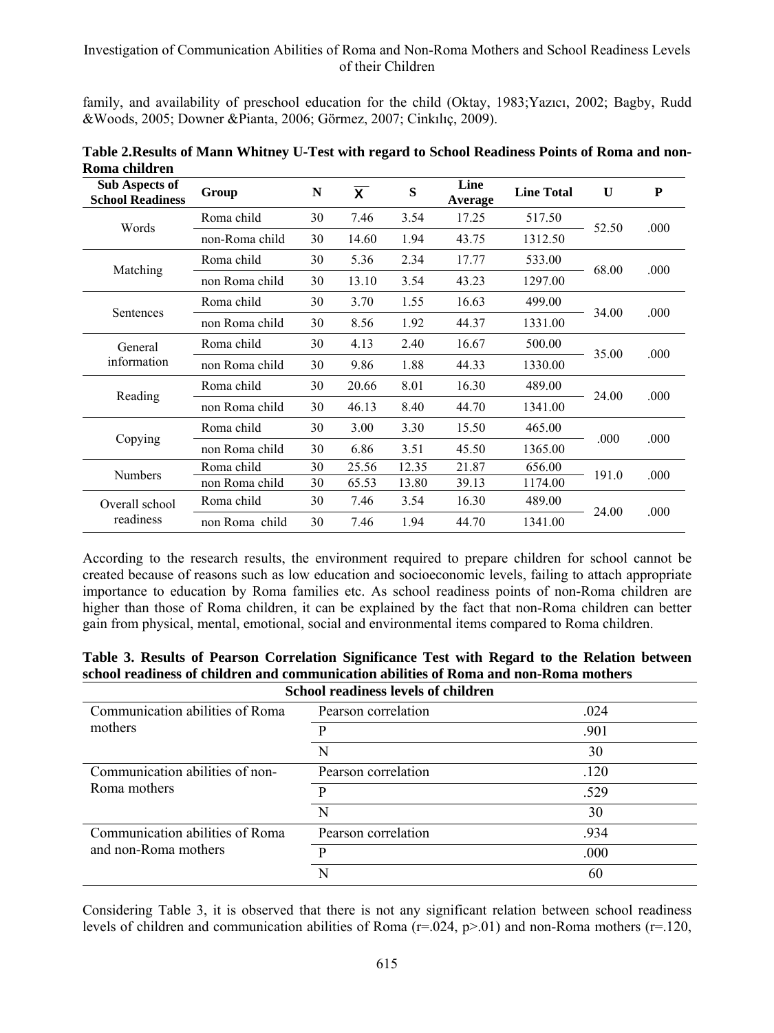family, and availability of preschool education for the child (Oktay, 1983;Yazıcı, 2002; Bagby, Rudd &Woods, 2005; Downer &Pianta, 2006; Görmez, 2007; Cinkılıç, 2009).

**Table 2.Results of Mann Whitney U-Test with regard to School Readiness Points of Roma and non-Roma children**

| Sub Aspects of School Readiness | Group | N | $\overline{X}$ | S | Line Average | Line Total | U | P |
|---|---|---|---|---|---|---|---|---|
| Words | Roma child | 30 | 7.46 | 3.54 | 17.25 | 517.50 | 52.50 | .000 |
| | non-Roma child | 30 | 14.60 | 1.94 | 43.75 | 1312.50 | | |
| Matching | Roma child | 30 | 5.36 | 2.34 | 17.77 | 533.00 | 68.00 | .000 |
| | non Roma child | 30 | 13.10 | 3.54 | 43.23 | 1297.00 | | |
| Sentences | Roma child | 30 | 3.70 | 1.55 | 16.63 | 499.00 | 34.00 | .000 |
| | non Roma child | 30 | 8.56 | 1.92 | 44.37 | 1331.00 | | |
| General information | Roma child | 30 | 4.13 | 2.40 | 16.67 | 500.00 | 35.00 | .000 |
| | non Roma child | 30 | 9.86 | 1.88 | 44.33 | 1330.00 | | |
| Reading | Roma child | 30 | 20.66 | 8.01 | 16.30 | 489.00 | 24.00 | .000 |
| | non Roma child | 30 | 46.13 | 8.40 | 44.70 | 1341.00 | | |
| Copying | Roma child | 30 | 3.00 | 3.30 | 15.50 | 465.00 | .000 | .000 |
| | non Roma child | 30 | 6.86 | 3.51 | 45.50 | 1365.00 | | |
| Numbers | Roma child | 30 | 25.56 | 12.35 | 21.87 | 656.00 | 191.0 | .000 |
| | non Roma child | 30 | 65.53 | 13.80 | 39.13 | 1174.00 | | |
| Overall school readiness | Roma child | 30 | 7.46 | 3.54 | 16.30 | 489.00 | 24.00 | .000 |
| | non Roma child | 30 | 7.46 | 1.94 | 44.70 | 1341.00 | | |

According to the research results, the environment required to prepare children for school cannot be created because of reasons such as low education and socioeconomic levels, failing to attach appropriate importance to education by Roma families etc. As school readiness points of non-Roma children are higher than those of Roma children, it can be explained by the fact that non-Roma children can better gain from physical, mental, emotional, social and environmental items compared to Roma children.

**Table 3. Results of Pearson Correlation Significance Test with Regard to the Relation between school readiness of children and communication abilities of Roma and non-Roma mothers**

| | School readiness levels of children | |
|---|---|---|
| Communication abilities of Roma mothers | Pearson correlation | .024 |
| | P | .901 |
| | N | 30 |
| Communication abilities of non-Roma mothers | Pearson correlation | .120 |
| | P | .529 |
| | N | 30 |
| Communication abilities of Roma and non-Roma mothers | Pearson correlation | .934 |
| | P | .000 |
| | N | 60 |

Considering Table 3, it is observed that there is not any significant relation between school readiness levels of children and communication abilities of Roma ($r=.024$, $p>.01$) and non-Roma mothers ($r=.120$,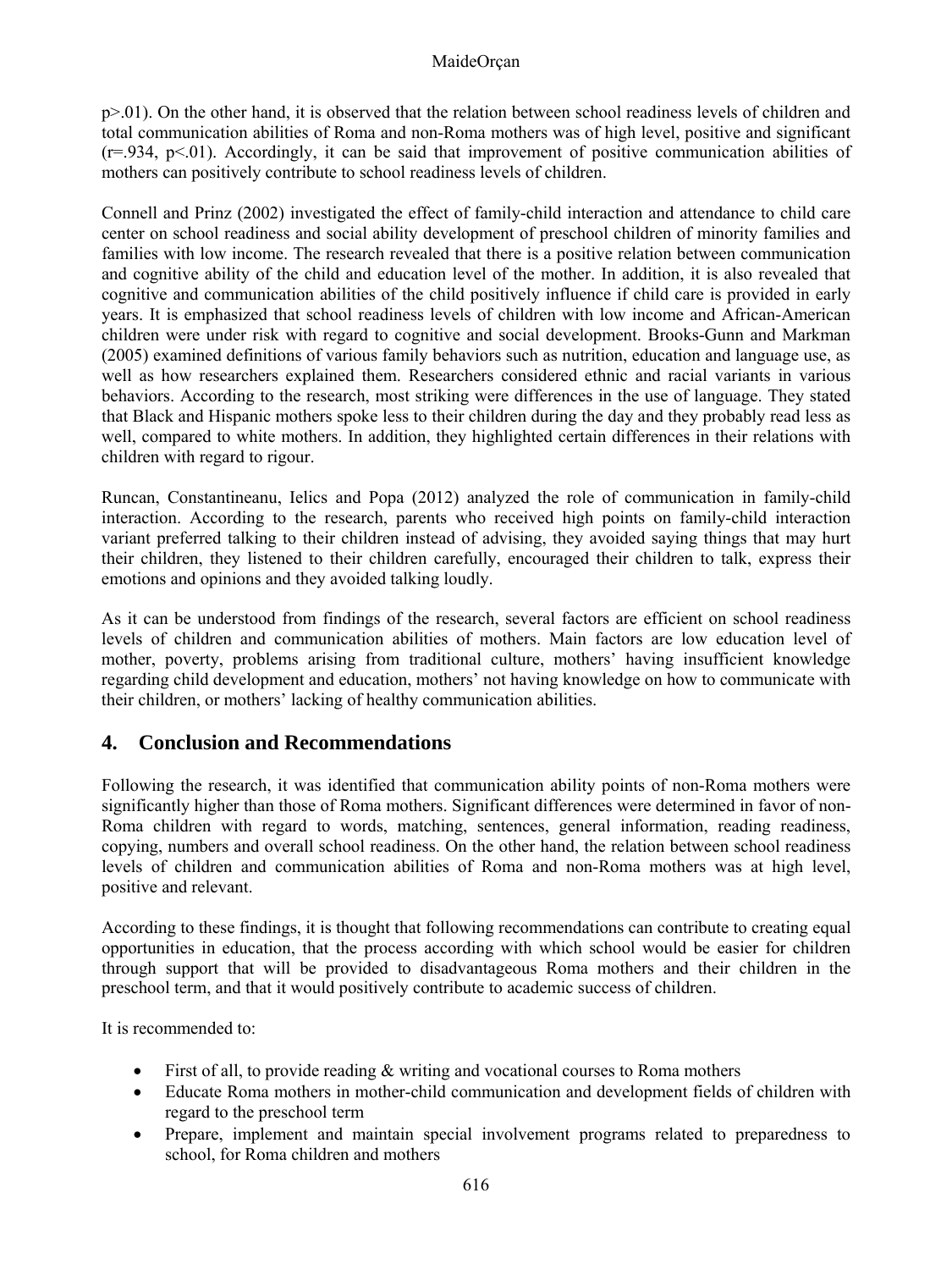p>.01). On the other hand, it is observed that the relation between school readiness levels of children and total communication abilities of Roma and non-Roma mothers was of high level, positive and significant ($r=.934$, $p<.01$). Accordingly, it can be said that improvement of positive communication abilities of mothers can positively contribute to school readiness levels of children.

Connell and Prinz (2002) investigated the effect of family-child interaction and attendance to child care center on school readiness and social ability development of preschool children of minority families and families with low income. The research revealed that there is a positive relation between communication and cognitive ability of the child and education level of the mother. In addition, it is also revealed that cognitive and communication abilities of the child positively influence if child care is provided in early years. It is emphasized that school readiness levels of children with low income and African-American children were under risk with regard to cognitive and social development. Brooks-Gunn and Markman (2005) examined definitions of various family behaviors such as nutrition, education and language use, as well as how researchers explained them. Researchers considered ethnic and racial variants in various behaviors. According to the research, most striking were differences in the use of language. They stated that Black and Hispanic mothers spoke less to their children during the day and they probably read less as well, compared to white mothers. In addition, they highlighted certain differences in their relations with children with regard to rigour.

Runcan, Constantineanu, Ielics and Popa (2012) analyzed the role of communication in family-child interaction. According to the research, parents who received high points on family-child interaction variant preferred talking to their children instead of advising, they avoided saying things that may hurt their children, they listened to their children carefully, encouraged their children to talk, express their emotions and opinions and they avoided talking loudly.

As it can be understood from findings of the research, several factors are efficient on school readiness levels of children and communication abilities of mothers. Main factors are low education level of mother, poverty, problems arising from traditional culture, mothers' having insufficient knowledge regarding child development and education, mothers' not having knowledge on how to communicate with their children, or mothers' lacking of healthy communication abilities.

## 4. Conclusion and Recommendations

Following the research, it was identified that communication ability points of non-Roma mothers were significantly higher than those of Roma mothers. Significant differences were determined in favor of non-Roma children with regard to words, matching, sentences, general information, reading readiness, copying, numbers and overall school readiness. On the other hand, the relation between school readiness levels of children and communication abilities of Roma and non-Roma mothers was at high level, positive and relevant.

According to these findings, it is thought that following recommendations can contribute to creating equal opportunities in education, that the process according with which school would be easier for children through support that will be provided to disadvantageous Roma mothers and their children in the preschool term, and that it would positively contribute to academic success of children.

It is recommended to:

- First of all, to provide reading & writing and vocational courses to Roma mothers
- Educate Roma mothers in mother-child communication and development fields of children with regard to the preschool term
- Prepare, implement and maintain special involvement programs related to preparedness to school, for Roma children and mothers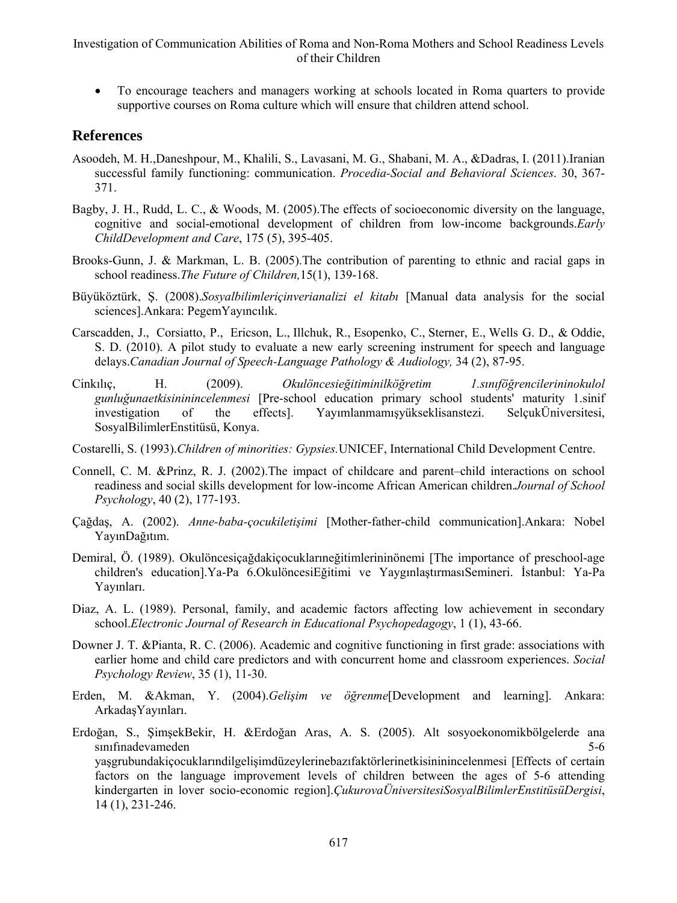- To encourage teachers and managers working at schools located in Roma quarters to provide supportive courses on Roma culture which will ensure that children attend school.

## References

Asoodeh, M. H.,Daneshpour, M., Khalili, S., Lavasani, M. G., Shabani, M. A., &Dadras, I. (2011).Iranian successful family functioning: communication. *Procedia-Social and Behavioral Sciences*. 30, 367-371.

Bagby, J. H., Rudd, L. C., & Woods, M. (2005).The effects of socioeconomic diversity on the language, cognitive and social-emotional development of children from low-income backgrounds.*Early ChildDevelopment and Care*, 175 (5), 395-405.

Brooks-Gunn, J. & Markman, L. B. (2005).The contribution of parenting to ethnic and racial gaps in school readiness.*The Future of Children,*15(1), 139-168.

Büyüköztürk, Ş. (2008).*Sosyalbilimleriçinverianalizi el kitabı* [Manual data analysis for the social sciences].Ankara: PegemYayıncılık.

Carscadden, J., Corsiatto, P., Ericson, L., Illchuk, R., Esopenko, C., Sterner, E., Wells G. D., & Oddie, S. D. (2010). A pilot study to evaluate a new early screening instrument for speech and language delays.*Canadian Journal of Speech-Language Pathology & Audiology,* 34 (2), 87-95.

Cinkılıç, H. (2009). *Okulöncesieğitiminilköğretim 1.sınıföğrencilerininokulol gunluğunaetkisininincelenmesi* [Pre-school education primary school students' maturity 1.sinif investigation of the effects]. Yayımlanmamışyükseklisanstezi. SelçukÜniversitesi, SosyalBilimlerEnstitüsü, Konya.

Costarelli, S. (1993).*Children of minorities: Gypsies.*UNICEF, International Child Development Centre.

Connell, C. M. &Prinz, R. J. (2002).The impact of childcare and parent–child interactions on school readiness and social skills development for low-income African American children.*Journal of School Psychology*, 40 (2), 177-193.

Çağdaş, A. (2002). *Anne-baba-çocukiletişimi* [Mother-father-child communication].Ankara: Nobel YayınDağıtım.

Demiral, Ö. (1989). Okulöncesiçağdakiçocuklarıneğitimlerininönemi [The importance of preschool-age children's education].Ya-Pa 6.OkulöncesiEğitimi ve YaygınlaştırmasıSemineri. İstanbul: Ya-Pa Yayınları.

Diaz, A. L. (1989). Personal, family, and academic factors affecting low achievement in secondary school.*Electronic Journal of Research in Educational Psychopedagogy*, 1 (1), 43-66.

Downer J. T. &Pianta, R. C. (2006). Academic and cognitive functioning in first grade: associations with earlier home and child care predictors and with concurrent home and classroom experiences. *Social Psychology Review*, 35 (1), 11-30.

Erden, M. &Akman, Y. (2004).*Gelişim ve öğrenme*[Development and learning]. Ankara: ArkadaşYayınları.

Erdoğan, S., ŞimşekBekir, H. &Erdoğan Aras, A. S. (2005). Alt sosyoekonomikbölgelerde ana sınıfınadevameden 5-6 yaşgrubundakiçocuklarındilgelişimdüzeylerinebazıfaktörlerinetkisininincelenmesi [Effects of certain factors on the language improvement levels of children between the ages of 5-6 attending kindergarten in lover socio-economic region].*ÇukurovaÜniversitesiSosyalBilimlerEnstitüsüDergisi*, 14 (1), 231-246.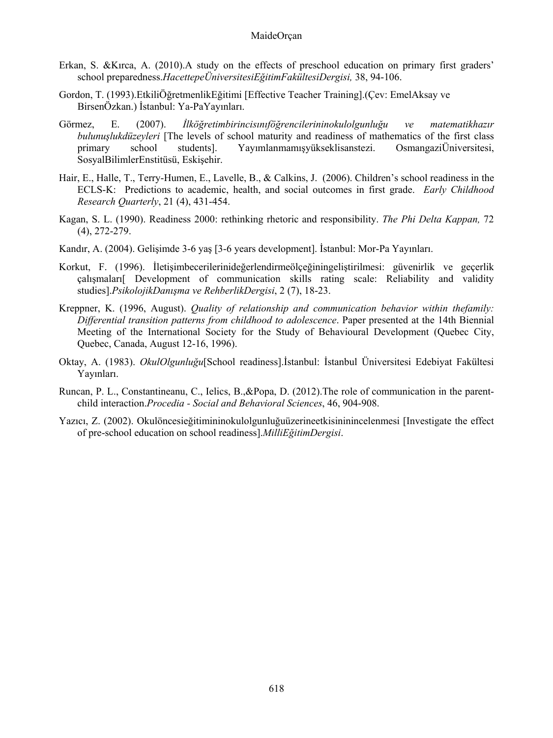Erkan, S. &Kırca, A. (2010).A study on the effects of preschool education on primary first graders' school preparedness.*HacettepeÜniversitesiEğitimFakültesiDergisi,* 38, 94-106.

Gordon, T. (1993).EtkiliÖğretmenlikEğitimi [Effective Teacher Training].(Çev: EmelAksay ve BirsenÖzkan.) İstanbul: Ya-PaYayınları.

Görmez, E. (2007). *İlköğretimbirincisınıföğrencilerininokulolgunluğu ve matematikhazır bulunuşlukdüzeyleri* [The levels of school maturity and readiness of mathematics of the first class primary school students]. Yayımlanmamışyükseklisanstezi. OsmangaziÜniversitesi, SosyalBilimlerEnstitüsü, Eskişehir.

Hair, E., Halle, T., Terry-Humen, E., Lavelle, B., & Calkins, J. (2006). Children's school readiness in the ECLS-K: Predictions to academic, health, and social outcomes in first grade. *Early Childhood Research Quarterly*, 21 (4), 431-454.

Kagan, S. L. (1990). Readiness 2000: rethinking rhetoric and responsibility. *The Phi Delta Kappan,* 72 (4), 272-279.

Kandır, A. (2004). Gelişimde 3-6 yaş [3-6 years development]. İstanbul: Mor-Pa Yayınları.

Korkut, F. (1996). İletişimbecerilerinideğerlendirmeölçeğiningeliştirilmesi: güvenirlik ve geçerlik çalışmaları[ Development of communication skills rating scale: Reliability and validity studies].*PsikolojikDanışma ve RehberlikDergisi*, 2 (7), 18-23.

Kreppner, K. (1996, August). *Quality of relationship and communication behavior within thefamily: Differential transition patterns from childhood to adolescence*. Paper presented at the 14th Biennial Meeting of the International Society for the Study of Behavioural Development (Quebec City, Quebec, Canada, August 12-16, 1996).

Oktay, A. (1983). *OkulOlgunluğu*[School readiness].İstanbul: İstanbul Üniversitesi Edebiyat Fakültesi Yayınları.

Runcan, P. L., Constantineanu, C., Ielics, B.,&Popa, D. (2012).The role of communication in the parent-child interaction.*Procedia - Social and Behavioral Sciences*, 46, 904-908.

Yazıcı, Z. (2002). Okulöncesieğitimininokulolgunluğuüzerineetkisininincelenmesi [Investigate the effect of pre-school education on school readiness].*MilliEğitimDergisi*.